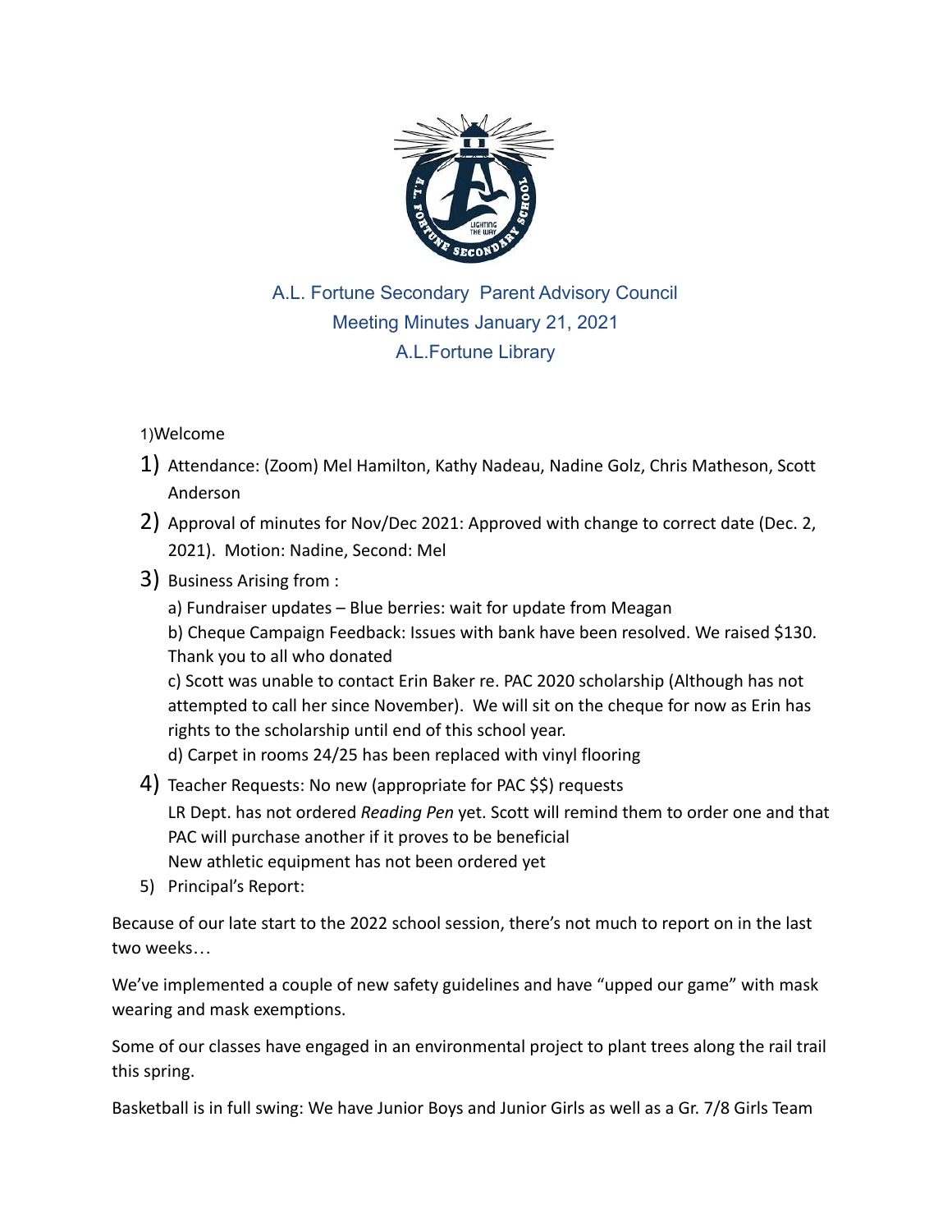# A.L. Fortune Secondary Parent Advisory Council
## Meeting Minutes January 21, 2021
## A.L.Fortune Library

1)Welcome

1) Attendance: (Zoom) Mel Hamilton, Kathy Nadeau, Nadine Golz, Chris Matheson, Scott Anderson
2) Approval of minutes for Nov/Dec 2021: Approved with change to correct date (Dec. 2, 2021). Motion: Nadine, Second: Mel
3) Business Arising from :

   a) Fundraiser updates – Blue berries: wait for update from Meagan

   b) Cheque Campaign Feedback: Issues with bank have been resolved. We raised $130. Thank you to all who donated

   c) Scott was unable to contact Erin Baker re. PAC 2020 scholarship (Although has not attempted to call her since November). We will sit on the cheque for now as Erin has rights to the scholarship until end of this school year.

   d) Carpet in rooms 24/25 has been replaced with vinyl flooring
4) Teacher Requests: No new (appropriate for PAC $$) requests

   LR Dept. has not ordered *Reading Pen* yet. Scott will remind them to order one and that PAC will purchase another if it proves to be beneficial

   New athletic equipment has not been ordered yet
5) Principal's Report:

Because of our late start to the 2022 school session, there's not much to report on in the last two weeks…

We've implemented a couple of new safety guidelines and have "upped our game" with mask wearing and mask exemptions.

Some of our classes have engaged in an environmental project to plant trees along the rail trail this spring.

Basketball is in full swing: We have Junior Boys and Junior Girls as well as a Gr. 7/8 Girls Team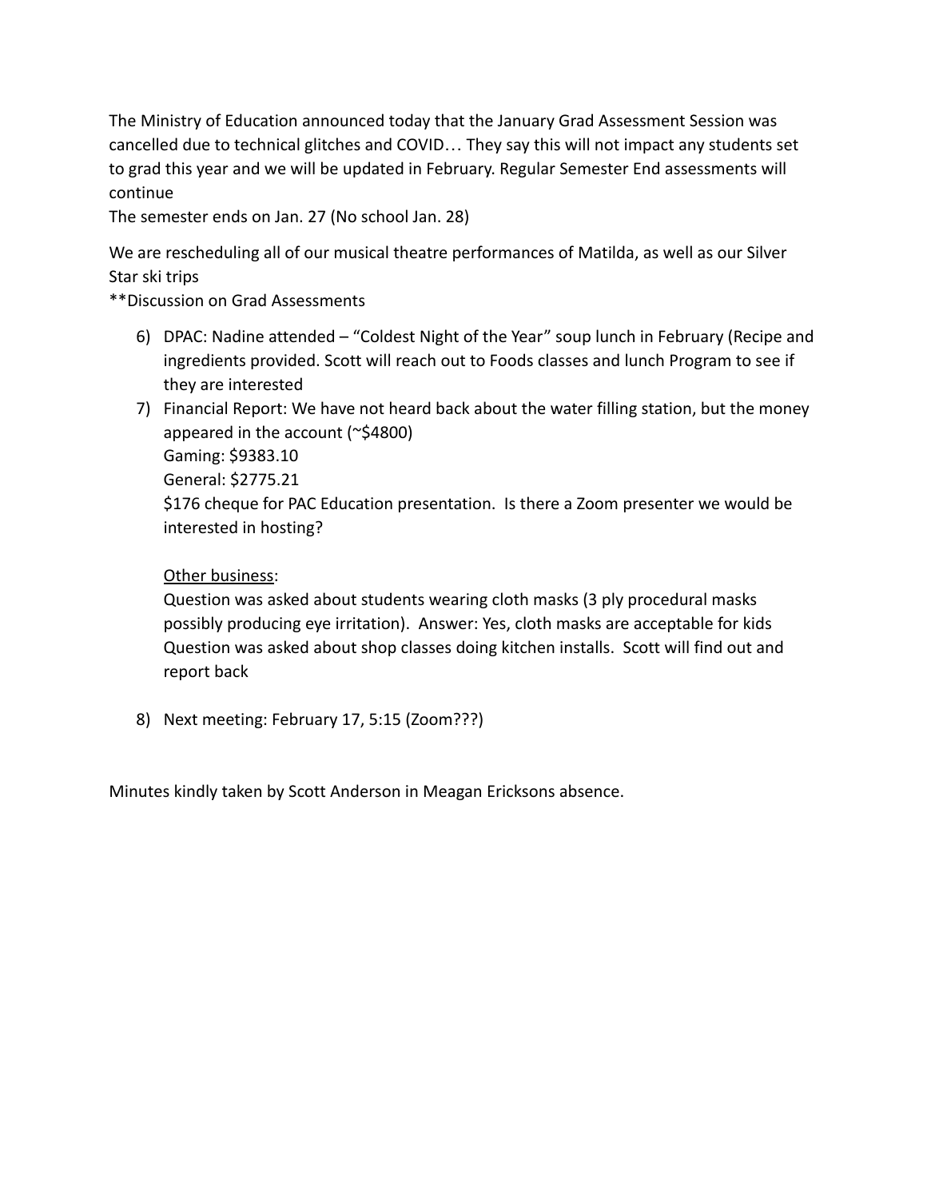The Ministry of Education announced today that the January Grad Assessment Session was cancelled due to technical glitches and COVID… They say this will not impact any students set to grad this year and we will be updated in February. Regular Semester End assessments will continue

The semester ends on Jan. 27 (No school Jan. 28)

We are rescheduling all of our musical theatre performances of Matilda, as well as our Silver Star ski trips

**Discussion on Grad Assessments

6) DPAC: Nadine attended – "Coldest Night of the Year" soup lunch in February (Recipe and ingredients provided. Scott will reach out to Foods classes and lunch Program to see if they are interested
7) Financial Report: We have not heard back about the water filling station, but the money appeared in the account (~$4800)
   Gaming: $9383.10
   General: $2775.21
   $176 cheque for PAC Education presentation. Is there a Zoom presenter we would be interested in hosting?

   <u>Other business</u>:
   Question was asked about students wearing cloth masks (3 ply procedural masks possibly producing eye irritation). Answer: Yes, cloth masks are acceptable for kids
   Question was asked about shop classes doing kitchen installs. Scott will find out and report back

8) Next meeting: February 17, 5:15 (Zoom???)

Minutes kindly taken by Scott Anderson in Meagan Ericksons absence.